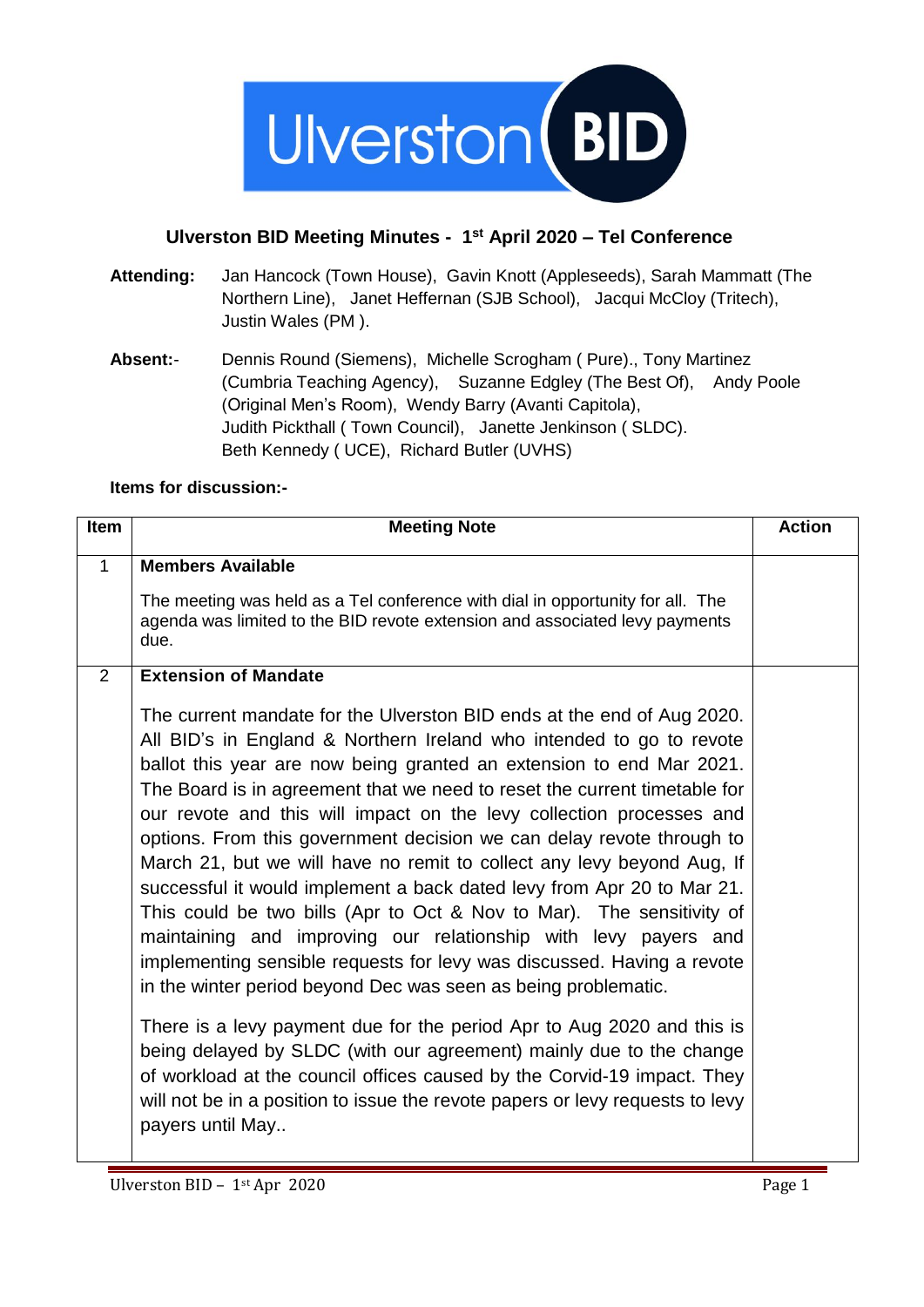Ulverston BID

# Ulverston BID Meeting Minutes - 1st April 2020 – Tel Conference

**Attending:** Jan Hancock (Town House), Gavin Knott (Appleseeds), Sarah Mammatt (The Northern Line), Janet Heffernan (SJB School), Jacqui McCloy (Tritech), Justin Wales (PM ).

**Absent:**- Dennis Round (Siemens), Michelle Scrogham ( Pure)., Tony Martinez (Cumbria Teaching Agency), Suzanne Edgley (The Best Of), Andy Poole (Original Men's Room), Wendy Barry (Avanti Capitola), Judith Pickthall ( Town Council), Janette Jenkinson ( SLDC). Beth Kennedy ( UCE), Richard Butler (UVHS)

**Items for discussion:-**

| Item | Meeting Note | Action |
|---|---|---|
| 1 | **Members Available**<br><br>The meeting was held as a Tel conference with dial in opportunity for all. The agenda was limited to the BID revote extension and associated levy payments due. | |
| 2 | **Extension of Mandate**<br><br>The current mandate for the Ulverston BID ends at the end of Aug 2020. All BID's in England & Northern Ireland who intended to go to revote ballot this year are now being granted an extension to end Mar 2021. The Board is in agreement that we need to reset the current timetable for our revote and this will impact on the levy collection processes and options. From this government decision we can delay revote through to March 21, but we will have no remit to collect any levy beyond Aug, If successful it would implement a back dated levy from Apr 20 to Mar 21. This could be two bills (Apr to Oct & Nov to Mar). The sensitivity of maintaining and improving our relationship with levy payers and implementing sensible requests for levy was discussed. Having a revote in the winter period beyond Dec was seen as being problematic.<br><br>There is a levy payment due for the period Apr to Aug 2020 and this is being delayed by SLDC (with our agreement) mainly due to the change of workload at the council offices caused by the Corvid-19 impact. They will not be in a position to issue the revote papers or levy requests to levy payers until May.. | |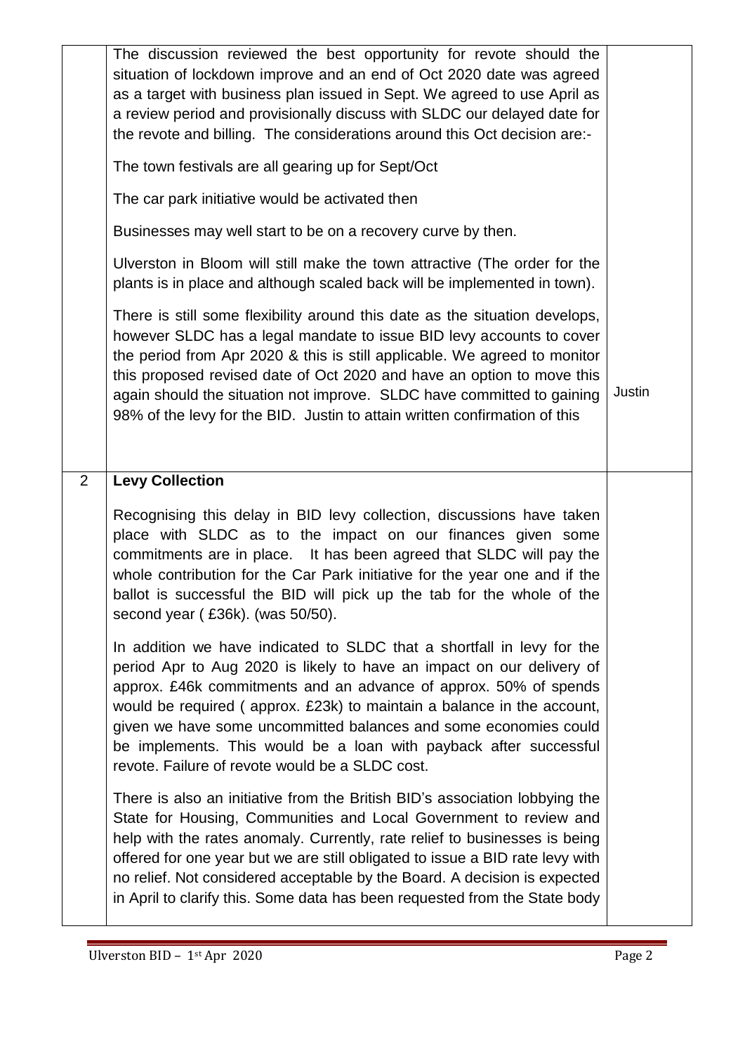| | | |
|---|---|---|
| | The discussion reviewed the best opportunity for revote should the situation of lockdown improve and an end of Oct 2020 date was agreed as a target with business plan issued in Sept. We agreed to use April as a review period and provisionally discuss with SLDC our delayed date for the revote and billing. The considerations around this Oct decision are:-<br><br>The town festivals are all gearing up for Sept/Oct<br><br>The car park initiative would be activated then<br><br>Businesses may well start to be on a recovery curve by then.<br><br>Ulverston in Bloom will still make the town attractive (The order for the plants is in place and although scaled back will be implemented in town).<br><br>There is still some flexibility around this date as the situation develops, however SLDC has a legal mandate to issue BID levy accounts to cover the period from Apr 2020 & this is still applicable. We agreed to monitor this proposed revised date of Oct 2020 and have an option to move this again should the situation not improve. SLDC have committed to gaining 98% of the levy for the BID. Justin to attain written confirmation of this | Justin |
| 2 | **Levy Collection**<br><br>Recognising this delay in BID levy collection, discussions have taken place with SLDC as to the impact on our finances given some commitments are in place. It has been agreed that SLDC will pay the whole contribution for the Car Park initiative for the year one and if the ballot is successful the BID will pick up the tab for the whole of the second year ( £36k). (was 50/50).<br><br>In addition we have indicated to SLDC that a shortfall in levy for the period Apr to Aug 2020 is likely to have an impact on our delivery of approx. £46k commitments and an advance of approx. 50% of spends would be required ( approx. £23k) to maintain a balance in the account, given we have some uncommitted balances and some economies could be implements. This would be a loan with payback after successful revote. Failure of revote would be a SLDC cost.<br><br>There is also an initiative from the British BID's association lobbying the State for Housing, Communities and Local Government to review and help with the rates anomaly. Currently, rate relief to businesses is being offered for one year but we are still obligated to issue a BID rate levy with no relief. Not considered acceptable by the Board. A decision is expected in April to clarify this. Some data has been requested from the State body | |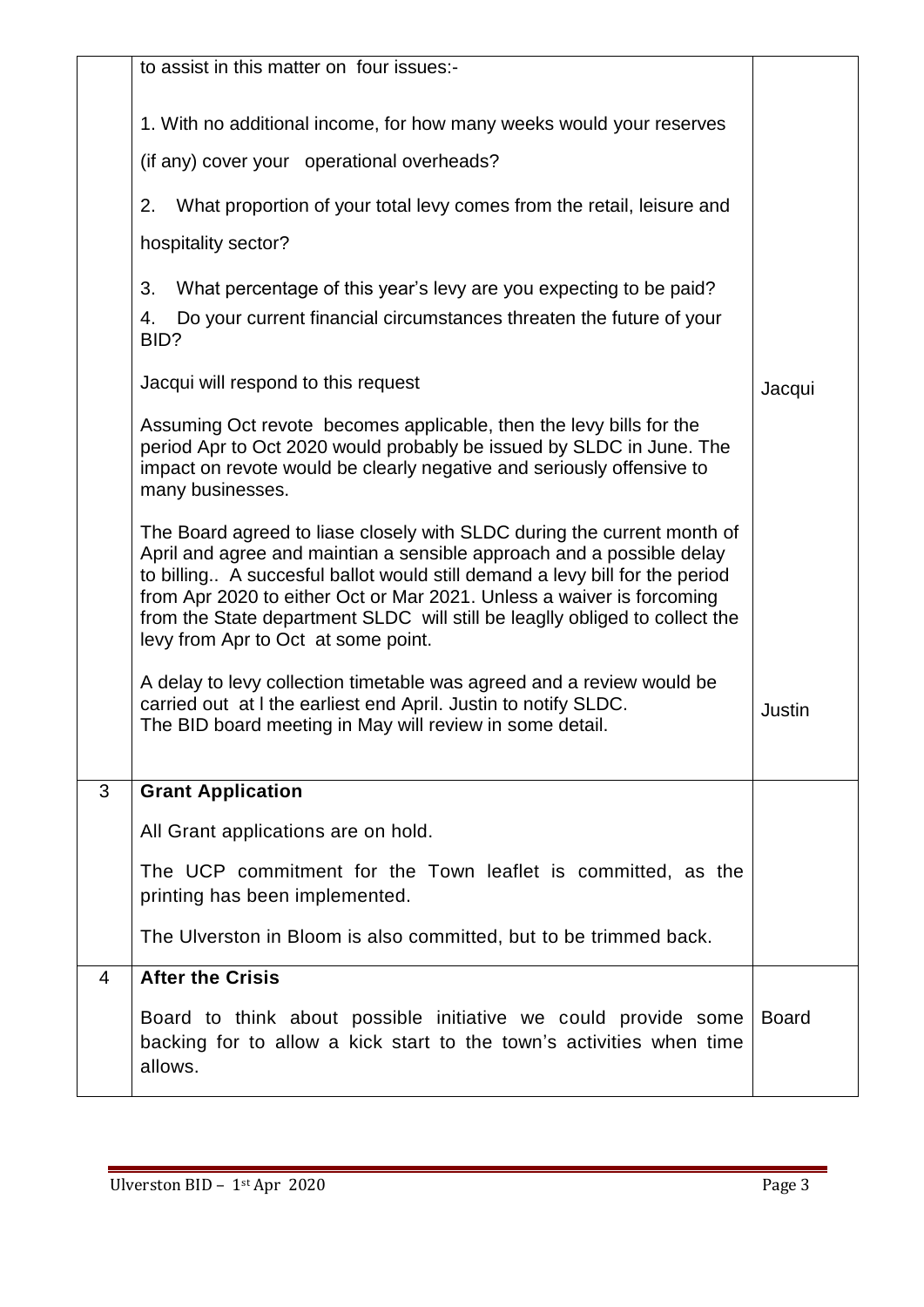| | | |
|---|---|---|
| | to assist in this matter on four issues:-<br><br>1. With no additional income, for how many weeks would your reserves (if any) cover your operational overheads?<br><br>2. What proportion of your total levy comes from the retail, leisure and hospitality sector?<br><br>3. What percentage of this year's levy are you expecting to be paid?<br><br>4. Do your current financial circumstances threaten the future of your BID?<br><br>Jacqui will respond to this request<br><br>Assuming Oct revote becomes applicable, then the levy bills for the period Apr to Oct 2020 would probably be issued by SLDC in June. The impact on revote would be clearly negative and seriously offensive to many businesses.<br><br>The Board agreed to liase closely with SLDC during the current month of April and agree and maintian a sensible approach and a possible delay to billing.. A succesful ballot would still demand a levy bill for the period from Apr 2020 to either Oct or Mar 2021. Unless a waiver is forcoming from the State department SLDC will still be leaglly obliged to collect the levy from Apr to Oct at some point.<br><br>A delay to levy collection timetable was agreed and a review would be carried out at l the earliest end April. Justin to notify SLDC.<br>The BID board meeting in May will review in some detail. | Jacqui<br><br>Justin |
| 3 | **Grant Application**<br><br>All Grant applications are on hold.<br><br>The UCP commitment for the Town leaflet is committed, as the printing has been implemented.<br><br>The Ulverston in Bloom is also committed, but to be trimmed back. | |
| 4 | **After the Crisis**<br><br>Board to think about possible initiative we could provide some backing for to allow a kick start to the town's activities when time allows. | Board |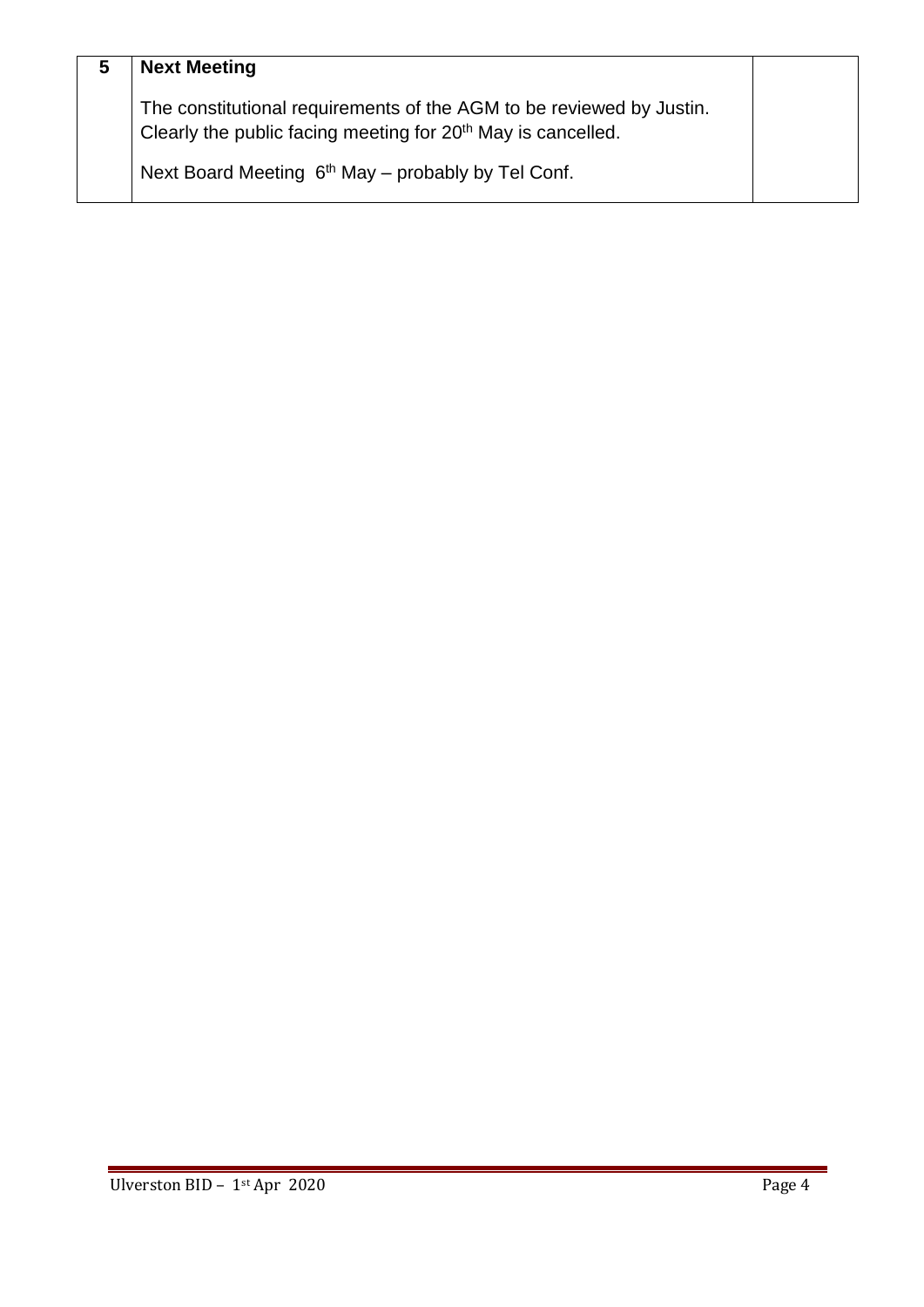| | | |
|---|---|---|
| **5** | **Next Meeting**<br><br>The constitutional requirements of the AGM to be reviewed by Justin. Clearly the public facing meeting for 20th May is cancelled.<br><br>Next Board Meeting 6th May – probably by Tel Conf. | |